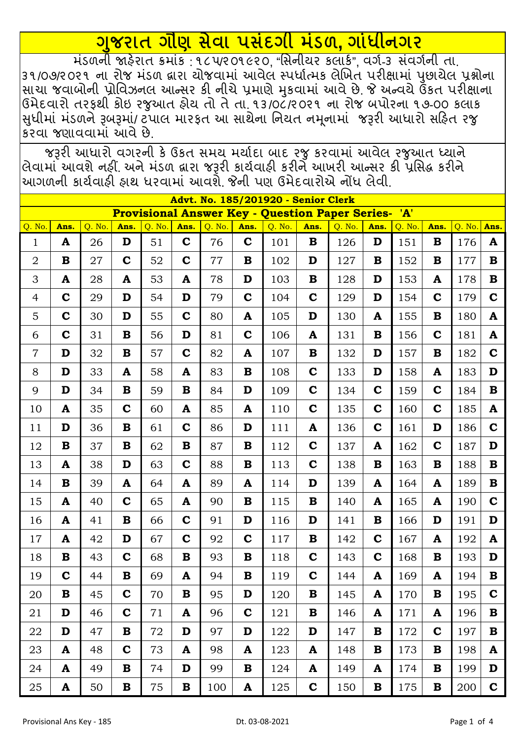# ગુજરાત ગૌણ સેવા પસંદગી મંડળ, ગાંધીનગર

મંડળની જાહેરાત ક્રમાંક : ૧૮૫/૨૦૧૯૨૦, "સિનીયર કલાર્ક", વર્ગ-૩ સંવર્ગની તા. ૩૧/૦૭/૨૦૨૧ ના રોજ મંડળ દ્વારા યોજવામાં આવેલ સ્પર્ધાત્મક લેખિત પરીક્ષામાં પુછાયેલ પ્રશ્નોના સાચા જવાબોની પ્રોવિઝનલ આન્સર કી નીચે પ્રમાણે મુકવામાં આવે છે. જે અન્વયે ઉક્ત પરીક્ષાના ઉમેદવારો તરફથી કોઇ રજુઆત હોય તો તે તા. ૧૩/૦૮/૨૦૨૧ ના રોજ બપોરના ૧૭-૦૦ કલાક સુધીમાં મંડળને રૂબરૂમાં/ ટપાલ મારફત આ સાથેના નિયત નમૂનામાં જરૂરી આધારો સહિત રજુ કરવા જણાવવામાં આવે છે.

જરૂરી આધારો વગરની કે ઉક્ત સમય મર્યાદા બાદ રજુ કરવામાં આવેલ રજુઆત ધ્યાને લેવામાં આવશે નહીં. અને મંડળ દ્વારા જરૂરી કાર્યવાહી કરીને આખરી આન્સર કી પ્રસિદ્ધ કરીને આગળની કાર્યવાહી હાથ ધરવામાં આવશે. જેની પણ ઉમેદવારોએ નોંધ લેવી.

**Advt. No. 185/201920 - Senior Clerk**

**Provisional Answer Key - Question Paper Series- 'A'**

| Q. No. | Ans. | Q. No. | Ans. | Q. No. | Ans. | Q. No. | Ans. | Q. No. | Ans. | Q. No. | Ans. | Q. No. | Ans. | Q. No. | Ans. |
|---|---|---|---|---|---|---|---|---|---|---|---|---|---|---|---|
| 1 | A | 26 | D | 51 | C | 76 | C | 101 | B | 126 | D | 151 | B | 176 | A |
| 2 | B | 27 | C | 52 | C | 77 | B | 102 | D | 127 | B | 152 | B | 177 | B |
| 3 | A | 28 | A | 53 | A | 78 | D | 103 | B | 128 | D | 153 | A | 178 | B |
| 4 | C | 29 | D | 54 | D | 79 | C | 104 | C | 129 | D | 154 | C | 179 | C |
| 5 | C | 30 | D | 55 | C | 80 | A | 105 | D | 130 | A | 155 | B | 180 | A |
| 6 | C | 31 | B | 56 | D | 81 | C | 106 | A | 131 | B | 156 | C | 181 | A |
| 7 | D | 32 | B | 57 | C | 82 | A | 107 | B | 132 | D | 157 | B | 182 | C |
| 8 | D | 33 | A | 58 | A | 83 | B | 108 | C | 133 | D | 158 | A | 183 | D |
| 9 | D | 34 | B | 59 | B | 84 | D | 109 | C | 134 | C | 159 | C | 184 | B |
| 10 | A | 35 | C | 60 | A | 85 | A | 110 | C | 135 | C | 160 | C | 185 | A |
| 11 | D | 36 | B | 61 | C | 86 | D | 111 | A | 136 | C | 161 | D | 186 | C |
| 12 | B | 37 | B | 62 | B | 87 | B | 112 | C | 137 | A | 162 | C | 187 | D |
| 13 | A | 38 | D | 63 | C | 88 | B | 113 | C | 138 | B | 163 | B | 188 | B |
| 14 | B | 39 | A | 64 | A | 89 | A | 114 | D | 139 | A | 164 | A | 189 | B |
| 15 | A | 40 | C | 65 | A | 90 | B | 115 | B | 140 | A | 165 | A | 190 | C |
| 16 | A | 41 | B | 66 | C | 91 | D | 116 | D | 141 | B | 166 | D | 191 | D |
| 17 | A | 42 | D | 67 | C | 92 | C | 117 | B | 142 | C | 167 | A | 192 | A |
| 18 | B | 43 | C | 68 | B | 93 | B | 118 | C | 143 | C | 168 | B | 193 | D |
| 19 | C | 44 | B | 69 | A | 94 | B | 119 | C | 144 | A | 169 | A | 194 | B |
| 20 | B | 45 | C | 70 | B | 95 | D | 120 | B | 145 | A | 170 | B | 195 | C |
| 21 | D | 46 | C | 71 | A | 96 | C | 121 | B | 146 | A | 171 | A | 196 | B |
| 22 | D | 47 | B | 72 | D | 97 | D | 122 | D | 147 | B | 172 | C | 197 | B |
| 23 | A | 48 | C | 73 | A | 98 | A | 123 | A | 148 | B | 173 | B | 198 | A |
| 24 | A | 49 | B | 74 | D | 99 | B | 124 | A | 149 | A | 174 | B | 199 | D |
| 25 | A | 50 | B | 75 | B | 100 | A | 125 | C | 150 | B | 175 | B | 200 | C |

Provisional Ans Key - 185 Dt. 03-08-2021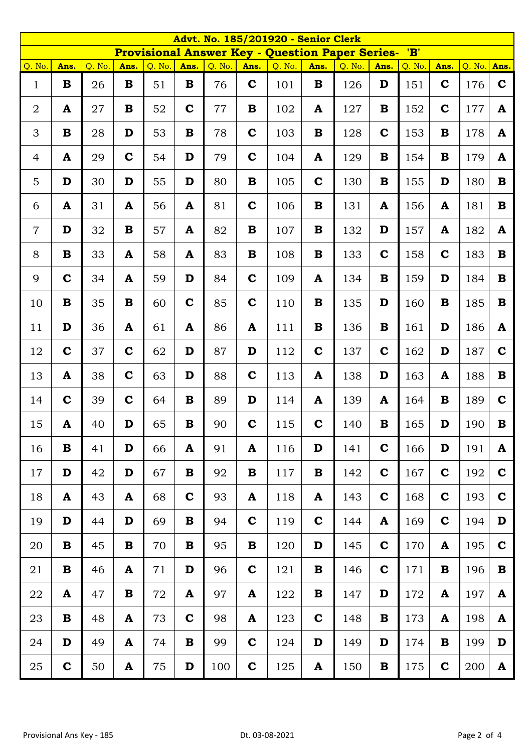# Advt. No. 185/201920 - Senior Clerk

## Provisional Answer Key - Question Paper Series- 'B'

| Q. No. | Ans. | Q. No. | Ans. | Q. No. | Ans. | Q. No. | Ans. | Q. No. | Ans. | Q. No. | Ans. | Q. No. | Ans. | Q. No. | Ans. |
|---|---|---|---|---|---|---|---|---|---|---|---|---|---|---|---|
| 1 | **B** | 26 | **B** | 51 | **B** | 76 | **C** | 101 | **B** | 126 | **D** | 151 | **C** | 176 | **C** |
| 2 | **A** | 27 | **B** | 52 | **C** | 77 | **B** | 102 | **A** | 127 | **B** | 152 | **C** | 177 | **A** |
| 3 | **B** | 28 | **D** | 53 | **B** | 78 | **C** | 103 | **B** | 128 | **C** | 153 | **B** | 178 | **A** |
| 4 | **A** | 29 | **C** | 54 | **D** | 79 | **C** | 104 | **A** | 129 | **B** | 154 | **B** | 179 | **A** |
| 5 | **D** | 30 | **D** | 55 | **D** | 80 | **B** | 105 | **C** | 130 | **B** | 155 | **D** | 180 | **B** |
| 6 | **A** | 31 | **A** | 56 | **A** | 81 | **C** | 106 | **B** | 131 | **A** | 156 | **A** | 181 | **B** |
| 7 | **D** | 32 | **B** | 57 | **A** | 82 | **B** | 107 | **B** | 132 | **D** | 157 | **A** | 182 | **A** |
| 8 | **B** | 33 | **A** | 58 | **A** | 83 | **B** | 108 | **B** | 133 | **C** | 158 | **C** | 183 | **B** |
| 9 | **C** | 34 | **A** | 59 | **D** | 84 | **C** | 109 | **A** | 134 | **B** | 159 | **D** | 184 | **B** |
| 10 | **B** | 35 | **B** | 60 | **C** | 85 | **C** | 110 | **B** | 135 | **D** | 160 | **B** | 185 | **B** |
| 11 | **D** | 36 | **A** | 61 | **A** | 86 | **A** | 111 | **B** | 136 | **B** | 161 | **D** | 186 | **A** |
| 12 | **C** | 37 | **C** | 62 | **D** | 87 | **D** | 112 | **C** | 137 | **C** | 162 | **D** | 187 | **C** |
| 13 | **A** | 38 | **C** | 63 | **D** | 88 | **C** | 113 | **A** | 138 | **D** | 163 | **A** | 188 | **B** |
| 14 | **C** | 39 | **C** | 64 | **B** | 89 | **D** | 114 | **A** | 139 | **A** | 164 | **B** | 189 | **C** |
| 15 | **A** | 40 | **D** | 65 | **B** | 90 | **C** | 115 | **C** | 140 | **B** | 165 | **D** | 190 | **B** |
| 16 | **B** | 41 | **D** | 66 | **A** | 91 | **A** | 116 | **D** | 141 | **C** | 166 | **D** | 191 | **A** |
| 17 | **D** | 42 | **D** | 67 | **B** | 92 | **B** | 117 | **B** | 142 | **C** | 167 | **C** | 192 | **C** |
| 18 | **A** | 43 | **A** | 68 | **C** | 93 | **A** | 118 | **A** | 143 | **C** | 168 | **C** | 193 | **C** |
| 19 | **D** | 44 | **D** | 69 | **B** | 94 | **C** | 119 | **C** | 144 | **A** | 169 | **C** | 194 | **D** |
| 20 | **B** | 45 | **B** | 70 | **B** | 95 | **B** | 120 | **D** | 145 | **C** | 170 | **A** | 195 | **C** |
| 21 | **B** | 46 | **A** | 71 | **D** | 96 | **C** | 121 | **B** | 146 | **C** | 171 | **B** | 196 | **B** |
| 22 | **A** | 47 | **B** | 72 | **A** | 97 | **A** | 122 | **B** | 147 | **D** | 172 | **A** | 197 | **A** |
| 23 | **B** | 48 | **A** | 73 | **C** | 98 | **A** | 123 | **C** | 148 | **B** | 173 | **A** | 198 | **A** |
| 24 | **D** | 49 | **A** | 74 | **B** | 99 | **C** | 124 | **D** | 149 | **D** | 174 | **B** | 199 | **D** |
| 25 | **C** | 50 | **A** | 75 | **D** | 100 | **C** | 125 | **A** | 150 | **B** | 175 | **C** | 200 | **A** |

Provisional Ans Key - 185 Dt. 03-08-2021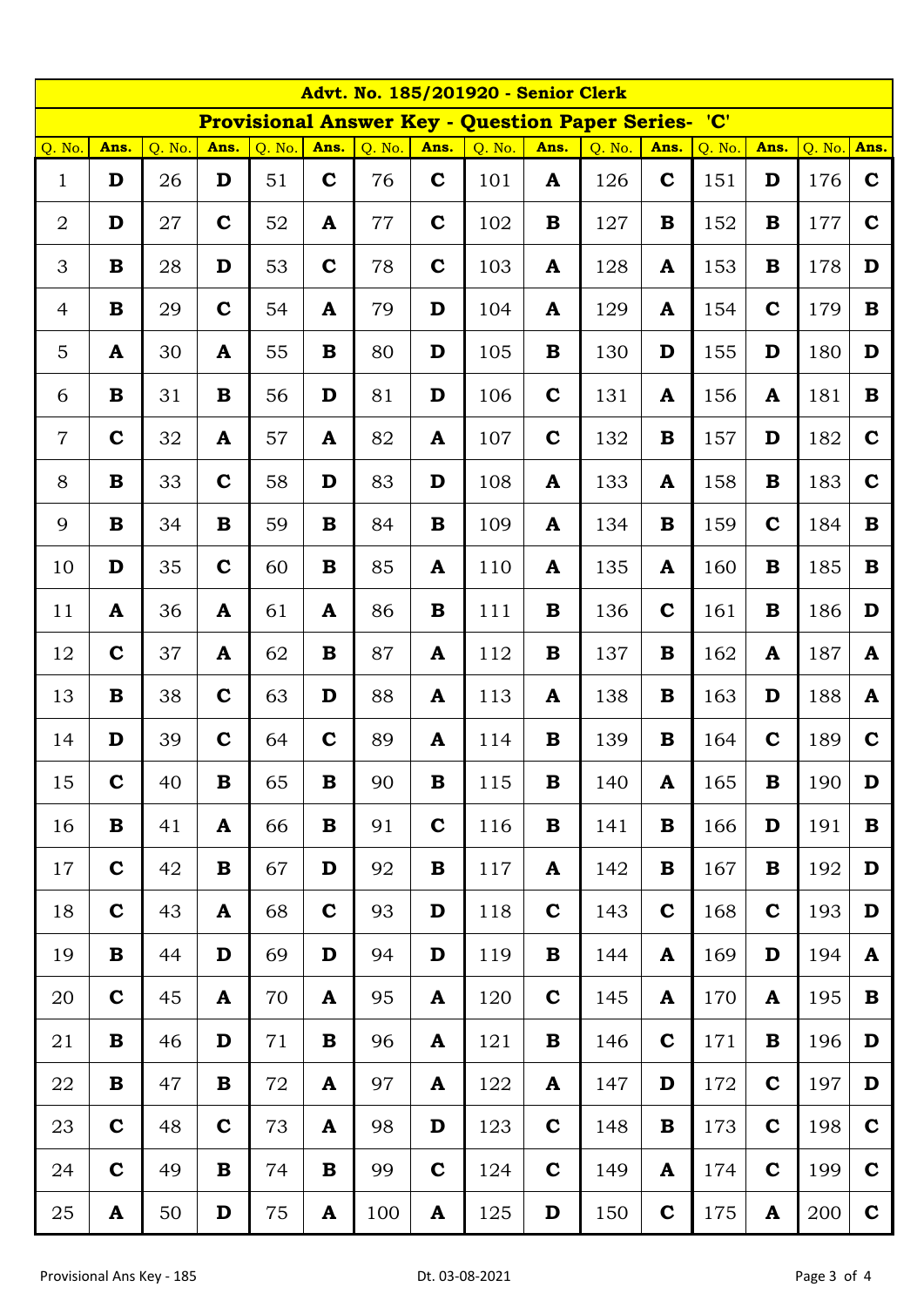## Advt. No. 185/201920 - Senior Clerk

### Provisional Answer Key - Question Paper Series- 'C'

| Q. No. | Ans. | Q. No. | Ans. | Q. No. | Ans. | Q. No. | Ans. | Q. No. | Ans. | Q. No. | Ans. | Q. No. | Ans. | Q. No. | Ans. |
|---|---|---|---|---|---|---|---|---|---|---|---|---|---|---|---|
| 1 | D | 26 | D | 51 | C | 76 | C | 101 | A | 126 | C | 151 | D | 176 | C |
| 2 | D | 27 | C | 52 | A | 77 | C | 102 | B | 127 | B | 152 | B | 177 | C |
| 3 | B | 28 | D | 53 | C | 78 | C | 103 | A | 128 | A | 153 | B | 178 | D |
| 4 | B | 29 | C | 54 | A | 79 | D | 104 | A | 129 | A | 154 | C | 179 | B |
| 5 | A | 30 | A | 55 | B | 80 | D | 105 | B | 130 | D | 155 | D | 180 | D |
| 6 | B | 31 | B | 56 | D | 81 | D | 106 | C | 131 | A | 156 | A | 181 | B |
| 7 | C | 32 | A | 57 | A | 82 | A | 107 | C | 132 | B | 157 | D | 182 | C |
| 8 | B | 33 | C | 58 | D | 83 | D | 108 | A | 133 | A | 158 | B | 183 | C |
| 9 | B | 34 | B | 59 | B | 84 | B | 109 | A | 134 | B | 159 | C | 184 | B |
| 10 | D | 35 | C | 60 | B | 85 | A | 110 | A | 135 | A | 160 | B | 185 | B |
| 11 | A | 36 | A | 61 | A | 86 | B | 111 | B | 136 | C | 161 | B | 186 | D |
| 12 | C | 37 | A | 62 | B | 87 | A | 112 | B | 137 | B | 162 | A | 187 | A |
| 13 | B | 38 | C | 63 | D | 88 | A | 113 | A | 138 | B | 163 | D | 188 | A |
| 14 | D | 39 | C | 64 | C | 89 | A | 114 | B | 139 | B | 164 | C | 189 | C |
| 15 | C | 40 | B | 65 | B | 90 | B | 115 | B | 140 | A | 165 | B | 190 | D |
| 16 | B | 41 | A | 66 | B | 91 | C | 116 | B | 141 | B | 166 | D | 191 | B |
| 17 | C | 42 | B | 67 | D | 92 | B | 117 | A | 142 | B | 167 | B | 192 | D |
| 18 | C | 43 | A | 68 | C | 93 | D | 118 | C | 143 | C | 168 | C | 193 | D |
| 19 | B | 44 | D | 69 | D | 94 | D | 119 | B | 144 | A | 169 | D | 194 | A |
| 20 | C | 45 | A | 70 | A | 95 | A | 120 | C | 145 | A | 170 | A | 195 | B |
| 21 | B | 46 | D | 71 | B | 96 | A | 121 | B | 146 | C | 171 | B | 196 | D |
| 22 | B | 47 | B | 72 | A | 97 | A | 122 | A | 147 | D | 172 | C | 197 | D |
| 23 | C | 48 | C | 73 | A | 98 | D | 123 | C | 148 | B | 173 | C | 198 | C |
| 24 | C | 49 | B | 74 | B | 99 | C | 124 | C | 149 | A | 174 | C | 199 | C |
| 25 | A | 50 | D | 75 | A | 100 | A | 125 | D | 150 | C | 175 | A | 200 | C |

Provisional Ans Key - 185 Dt. 03-08-2021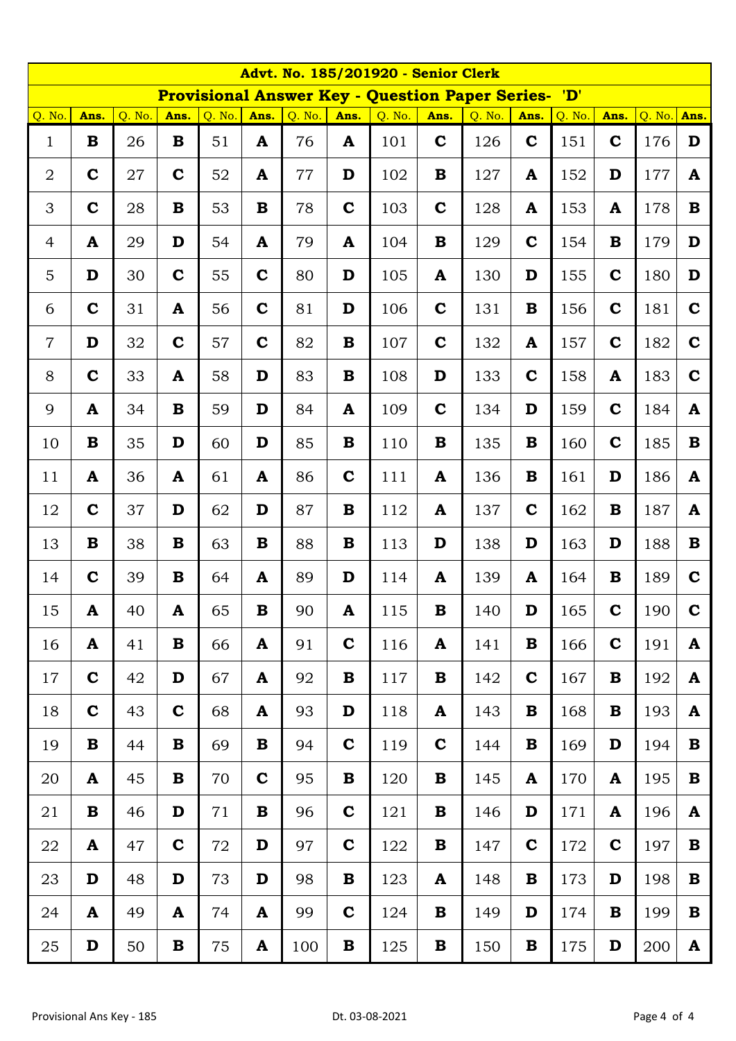## Advt. No. 185/201920 - Senior Clerk

### Provisional Answer Key - Question Paper Series- 'D'

| Q. No. | Ans. | Q. No. | Ans. | Q. No. | Ans. | Q. No. | Ans. | Q. No. | Ans. | Q. No. | Ans. | Q. No. | Ans. | Q. No. | Ans. |
|---|---|---|---|---|---|---|---|---|---|---|---|---|---|---|---|
| 1 | B | 26 | B | 51 | A | 76 | A | 101 | C | 126 | C | 151 | C | 176 | D |
| 2 | C | 27 | C | 52 | A | 77 | D | 102 | B | 127 | A | 152 | D | 177 | A |
| 3 | C | 28 | B | 53 | B | 78 | C | 103 | C | 128 | A | 153 | A | 178 | B |
| 4 | A | 29 | D | 54 | A | 79 | A | 104 | B | 129 | C | 154 | B | 179 | D |
| 5 | D | 30 | C | 55 | C | 80 | D | 105 | A | 130 | D | 155 | C | 180 | D |
| 6 | C | 31 | A | 56 | C | 81 | D | 106 | C | 131 | B | 156 | C | 181 | C |
| 7 | D | 32 | C | 57 | C | 82 | B | 107 | C | 132 | A | 157 | C | 182 | C |
| 8 | C | 33 | A | 58 | D | 83 | B | 108 | D | 133 | C | 158 | A | 183 | C |
| 9 | A | 34 | B | 59 | D | 84 | A | 109 | C | 134 | D | 159 | C | 184 | A |
| 10 | B | 35 | D | 60 | D | 85 | B | 110 | B | 135 | B | 160 | C | 185 | B |
| 11 | A | 36 | A | 61 | A | 86 | C | 111 | A | 136 | B | 161 | D | 186 | A |
| 12 | C | 37 | D | 62 | D | 87 | B | 112 | A | 137 | C | 162 | B | 187 | A |
| 13 | B | 38 | B | 63 | B | 88 | B | 113 | D | 138 | D | 163 | D | 188 | B |
| 14 | C | 39 | B | 64 | A | 89 | D | 114 | A | 139 | A | 164 | B | 189 | C |
| 15 | A | 40 | A | 65 | B | 90 | A | 115 | B | 140 | D | 165 | C | 190 | C |
| 16 | A | 41 | B | 66 | A | 91 | C | 116 | A | 141 | B | 166 | C | 191 | A |
| 17 | C | 42 | D | 67 | A | 92 | B | 117 | B | 142 | C | 167 | B | 192 | A |
| 18 | C | 43 | C | 68 | A | 93 | D | 118 | A | 143 | B | 168 | B | 193 | A |
| 19 | B | 44 | B | 69 | B | 94 | C | 119 | C | 144 | B | 169 | D | 194 | B |
| 20 | A | 45 | B | 70 | C | 95 | B | 120 | B | 145 | A | 170 | A | 195 | B |
| 21 | B | 46 | D | 71 | B | 96 | C | 121 | B | 146 | D | 171 | A | 196 | A |
| 22 | A | 47 | C | 72 | D | 97 | C | 122 | B | 147 | C | 172 | C | 197 | B |
| 23 | D | 48 | D | 73 | D | 98 | B | 123 | A | 148 | B | 173 | D | 198 | B |
| 24 | A | 49 | A | 74 | A | 99 | C | 124 | B | 149 | D | 174 | B | 199 | B |
| 25 | D | 50 | B | 75 | A | 100 | B | 125 | B | 150 | B | 175 | D | 200 | A |

Provisional Ans Key - 185 Dt. 03-08-2021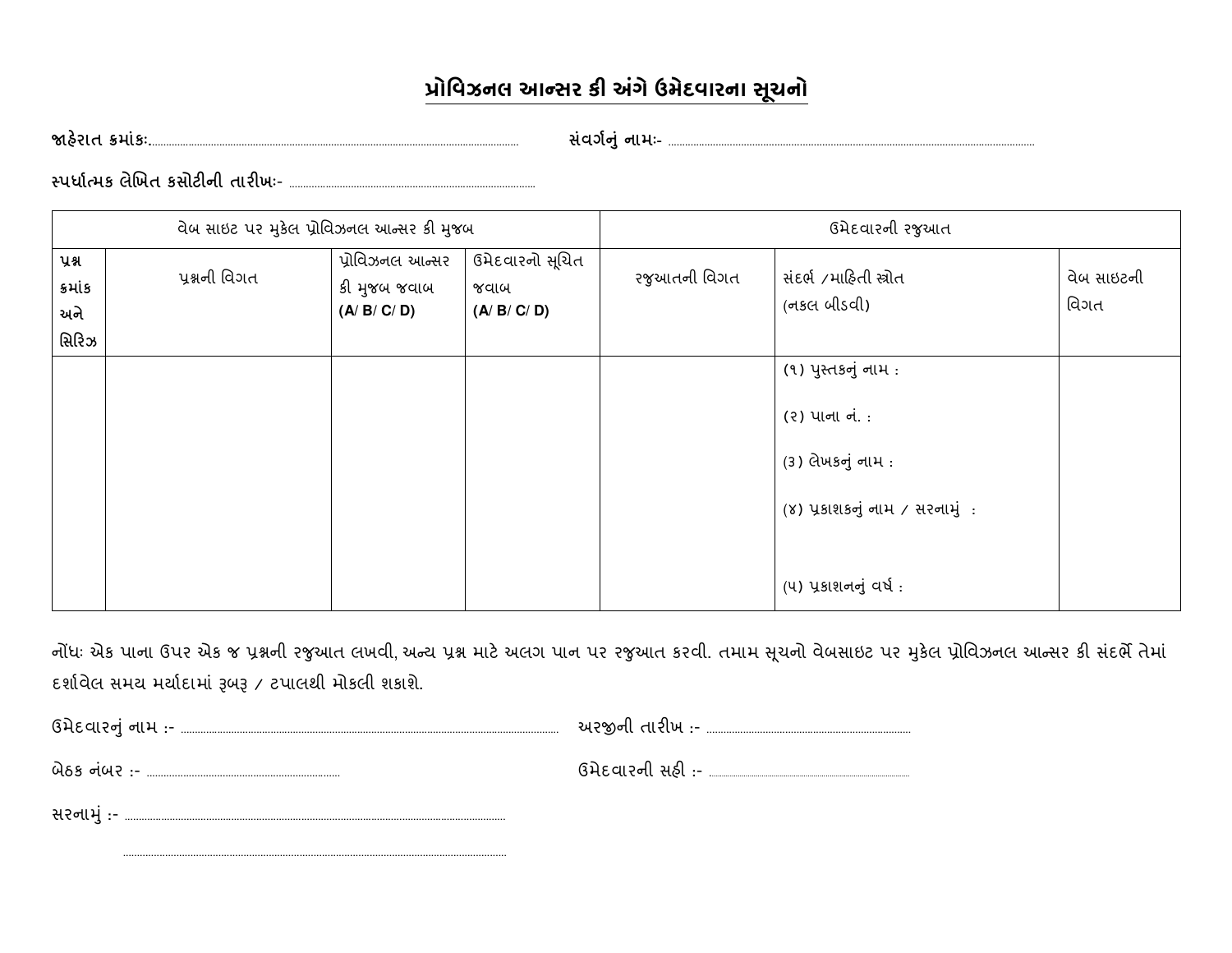# પ્રોવિઝનલ આન્સર કી અંગે ઉમેદવારના સૂચનો

**જાહેરાત ક્રમાંકઃ**......................................................................... **સંવર્ગનું નામઃ-** .........................................................................

**સ્પર્ધાત્મક લેખિત કસોટીની તારીખઃ-** .........................................................

| વેબ સાઇટ પર મુકેલ પ્રોવિઝનલ આન્સર કી મુજબ | | | | ઉમેદવારની રજુઆત | | |
|---|---|---|---|---|---|---|
| પ્રશ્ન ક્રમાંક અને સિરિઝ | પ્રશ્નની વિગત | પ્રોવિઝનલ આન્સર કી મુજબ જવાબ **(A/ B/ C/ D)** | ઉમેદવારનો સૂચિત જવાબ **(A/ B/ C/ D)** | રજુઆતની વિગત | સંદર્ભ /માહિતી સ્રોત (નકલ બીડવી) | વેબ સાઇટની વિગત |
| | | | | | (૧) પુસ્તકનું નામ :<br><br>(૨) પાના નં. :<br><br>(૩) લેખકનું નામ :<br><br>(૪) પ્રકાશકનું નામ / સરનામું :<br><br>(૫) પ્રકાશનનું વર્ષ : | |

નોંધઃ એક પાના ઉપર એક જ પ્રશ્નની રજુઆત લખવી, અન્ય પ્રશ્ન માટે અલગ પાન પર રજુઆત કરવી. તમામ સૂચનો વેબસાઇટ પર મુકેલ પ્રોવિઝનલ આન્સર કી સંદર્ભે તેમાં દર્શાવેલ સમય મર્યાદામાં રૂબરૂ / ટપાલથી મોકલી શકાશે.

ઉમેદવારનું નામ :- ......................................................................... અરજીની તારીખ :- .........................................

બેઠક નંબર :- ......................................... ઉમેદવારની સહી :- .........................................

સરનામું :- .........................................................................

.........................................................................